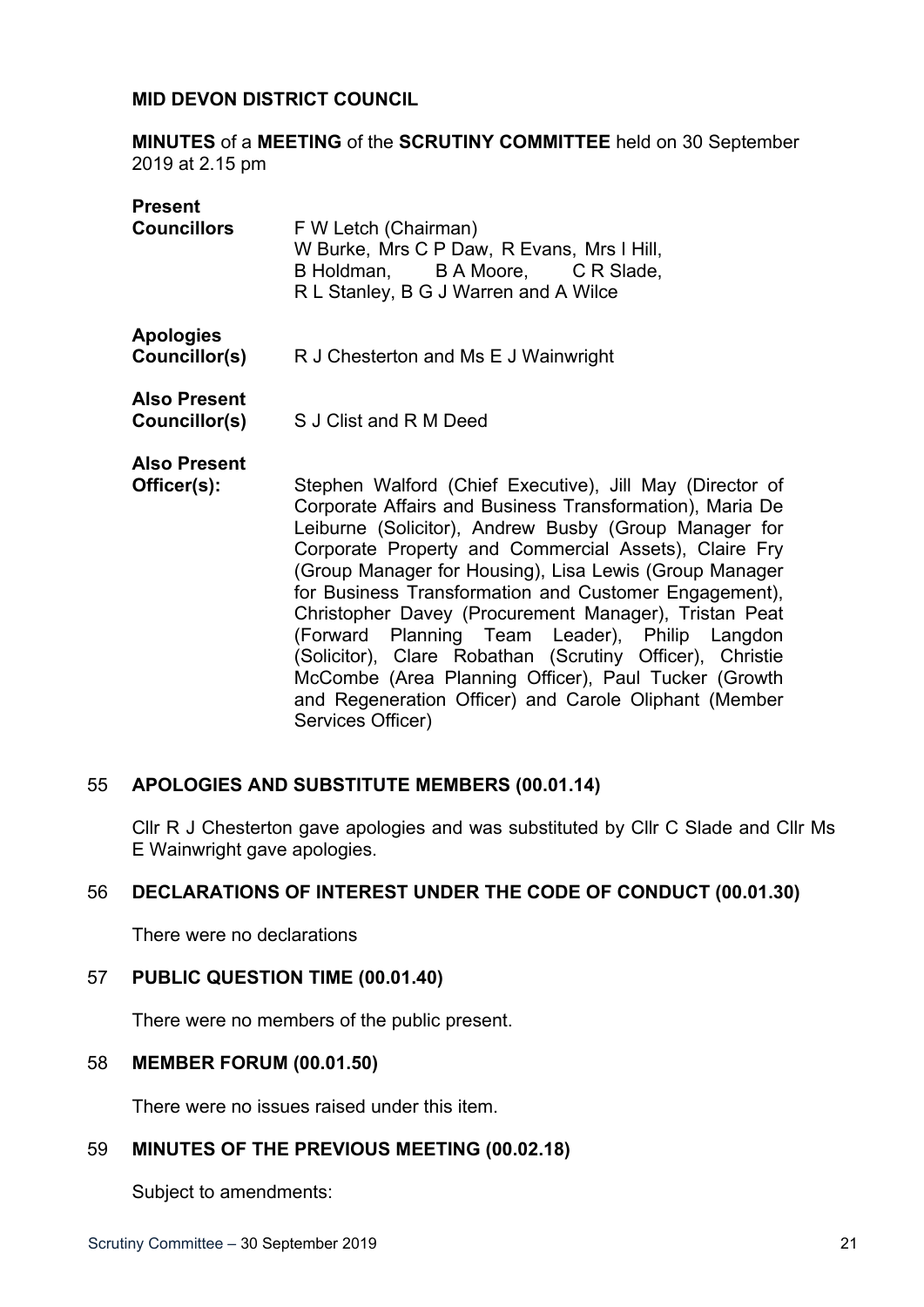**MID DEVON DISTRICT COUNCIL**

**MINUTES** of a **MEETING** of the **SCRUTINY COMMITTEE** held on 30 September 2019 at 2.15 pm

| | |
|---|---|
| **Present Councillors** | F W Letch (Chairman) W Burke, Mrs C P Daw, R Evans, Mrs I Hill, B Holdman, B A Moore, C R Slade, R L Stanley, B G J Warren and A Wilce |
| **Apologies Councillor(s)** | R J Chesterton and Ms E J Wainwright |
| **Also Present Councillor(s)** | S J Clist and R M Deed |
| **Also Present Officer(s):** | Stephen Walford (Chief Executive), Jill May (Director of Corporate Affairs and Business Transformation), Maria De Leiburne (Solicitor), Andrew Busby (Group Manager for Corporate Property and Commercial Assets), Claire Fry (Group Manager for Housing), Lisa Lewis (Group Manager for Business Transformation and Customer Engagement), Christopher Davey (Procurement Manager), Tristan Peat (Forward Planning Team Leader), Philip Langdon (Solicitor), Clare Robathan (Scrutiny Officer), Christie McCombe (Area Planning Officer), Paul Tucker (Growth and Regeneration Officer) and Carole Oliphant (Member Services Officer) |

## 55 APOLOGIES AND SUBSTITUTE MEMBERS (00.01.14)

Cllr R J Chesterton gave apologies and was substituted by Cllr C Slade and Cllr Ms E Wainwright gave apologies.

## 56 DECLARATIONS OF INTEREST UNDER THE CODE OF CONDUCT (00.01.30)

There were no declarations

## 57 PUBLIC QUESTION TIME (00.01.40)

There were no members of the public present.

## 58 MEMBER FORUM (00.01.50)

There were no issues raised under this item.

## 59 MINUTES OF THE PREVIOUS MEETING (00.02.18)

Subject to amendments: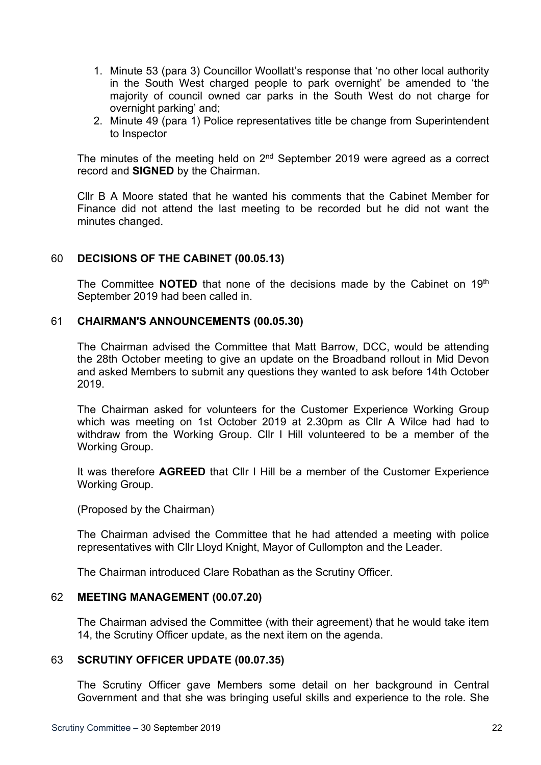1. Minute 53 (para 3) Councillor Woollatt's response that 'no other local authority in the South West charged people to park overnight' be amended to 'the majority of council owned car parks in the South West do not charge for overnight parking' and;
2. Minute 49 (para 1) Police representatives title be change from Superintendent to Inspector

The minutes of the meeting held on 2nd September 2019 were agreed as a correct record and **SIGNED** by the Chairman.

Cllr B A Moore stated that he wanted his comments that the Cabinet Member for Finance did not attend the last meeting to be recorded but he did not want the minutes changed.

## 60 DECISIONS OF THE CABINET (00.05.13)

The Committee **NOTED** that none of the decisions made by the Cabinet on 19th September 2019 had been called in.

## 61 CHAIRMAN'S ANNOUNCEMENTS (00.05.30)

The Chairman advised the Committee that Matt Barrow, DCC, would be attending the 28th October meeting to give an update on the Broadband rollout in Mid Devon and asked Members to submit any questions they wanted to ask before 14th October 2019.

The Chairman asked for volunteers for the Customer Experience Working Group which was meeting on 1st October 2019 at 2.30pm as Cllr A Wilce had had to withdraw from the Working Group. Cllr I Hill volunteered to be a member of the Working Group.

It was therefore **AGREED** that Cllr I Hill be a member of the Customer Experience Working Group.

(Proposed by the Chairman)

The Chairman advised the Committee that he had attended a meeting with police representatives with Cllr Lloyd Knight, Mayor of Cullompton and the Leader.

The Chairman introduced Clare Robathan as the Scrutiny Officer.

## 62 MEETING MANAGEMENT (00.07.20)

The Chairman advised the Committee (with their agreement) that he would take item 14, the Scrutiny Officer update, as the next item on the agenda.

## 63 SCRUTINY OFFICER UPDATE (00.07.35)

The Scrutiny Officer gave Members some detail on her background in Central Government and that she was bringing useful skills and experience to the role. She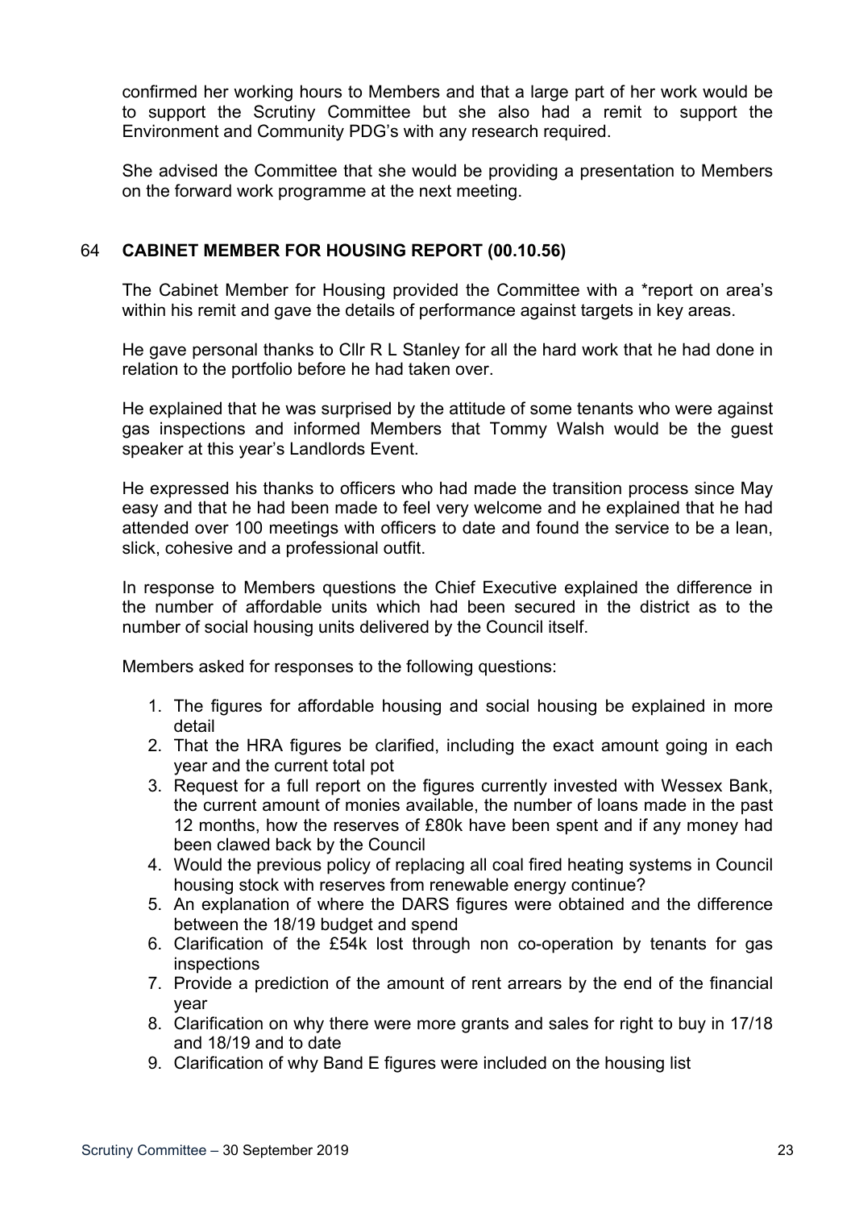confirmed her working hours to Members and that a large part of her work would be to support the Scrutiny Committee but she also had a remit to support the Environment and Community PDG's with any research required.

She advised the Committee that she would be providing a presentation to Members on the forward work programme at the next meeting.

## 64 CABINET MEMBER FOR HOUSING REPORT (00.10.56)

The Cabinet Member for Housing provided the Committee with a *report on area's within his remit and gave the details of performance against targets in key areas.

He gave personal thanks to Cllr R L Stanley for all the hard work that he had done in relation to the portfolio before he had taken over.

He explained that he was surprised by the attitude of some tenants who were against gas inspections and informed Members that Tommy Walsh would be the guest speaker at this year's Landlords Event.

He expressed his thanks to officers who had made the transition process since May easy and that he had been made to feel very welcome and he explained that he had attended over 100 meetings with officers to date and found the service to be a lean, slick, cohesive and a professional outfit.

In response to Members questions the Chief Executive explained the difference in the number of affordable units which had been secured in the district as to the number of social housing units delivered by the Council itself.

Members asked for responses to the following questions:

1. The figures for affordable housing and social housing be explained in more detail
2. That the HRA figures be clarified, including the exact amount going in each year and the current total pot
3. Request for a full report on the figures currently invested with Wessex Bank, the current amount of monies available, the number of loans made in the past 12 months, how the reserves of £80k have been spent and if any money had been clawed back by the Council
4. Would the previous policy of replacing all coal fired heating systems in Council housing stock with reserves from renewable energy continue?
5. An explanation of where the DARS figures were obtained and the difference between the 18/19 budget and spend
6. Clarification of the £54k lost through non co-operation by tenants for gas inspections
7. Provide a prediction of the amount of rent arrears by the end of the financial year
8. Clarification on why there were more grants and sales for right to buy in 17/18 and 18/19 and to date
9. Clarification of why Band E figures were included on the housing list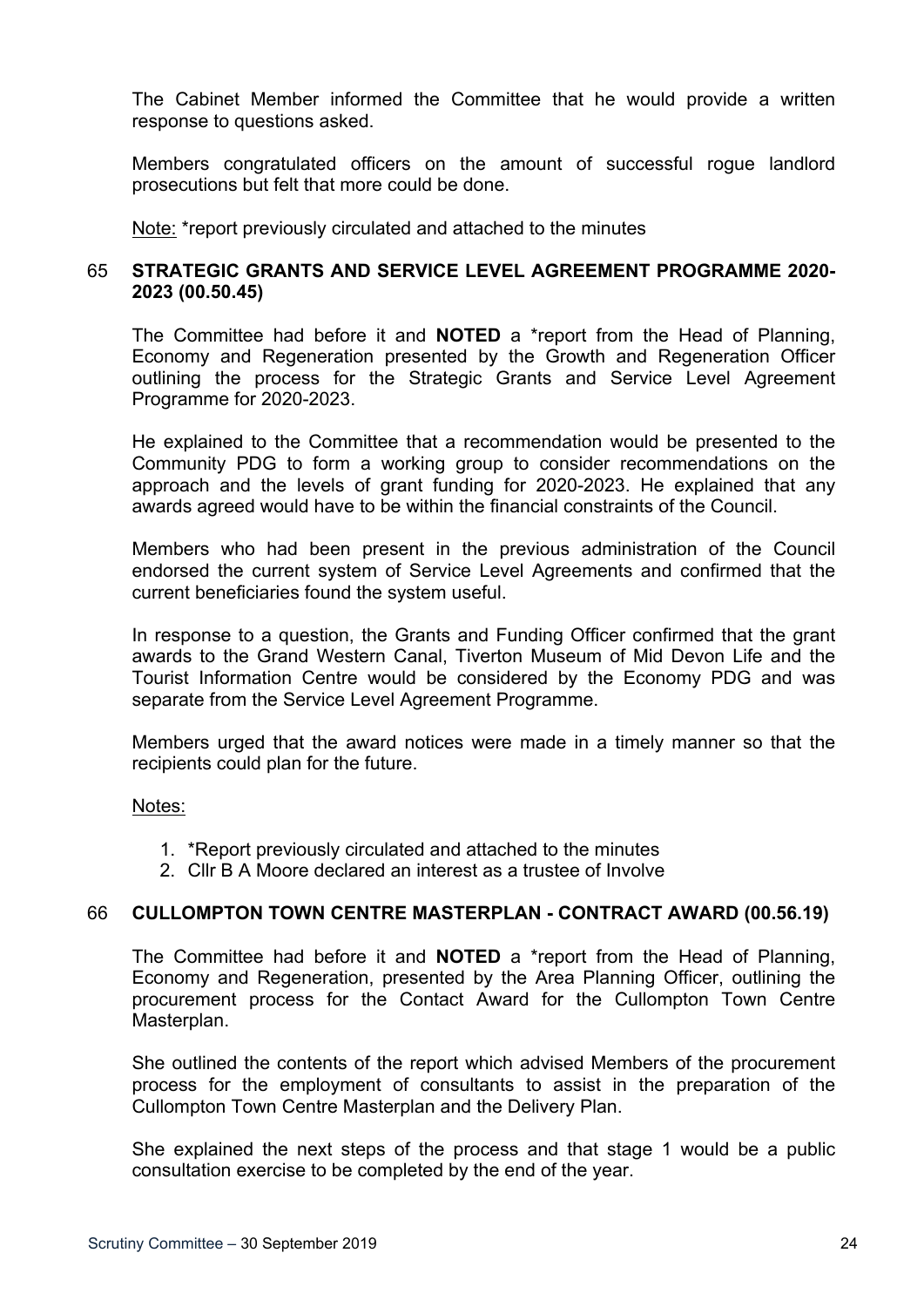The Cabinet Member informed the Committee that he would provide a written response to questions asked.

Members congratulated officers on the amount of successful rogue landlord prosecutions but felt that more could be done.

Note: *report previously circulated and attached to the minutes

### 65 STRATEGIC GRANTS AND SERVICE LEVEL AGREEMENT PROGRAMME 2020-2023 (00.50.45)

The Committee had before it and **NOTED** a *report from the Head of Planning, Economy and Regeneration presented by the Growth and Regeneration Officer outlining the process for the Strategic Grants and Service Level Agreement Programme for 2020-2023.

He explained to the Committee that a recommendation would be presented to the Community PDG to form a working group to consider recommendations on the approach and the levels of grant funding for 2020-2023. He explained that any awards agreed would have to be within the financial constraints of the Council.

Members who had been present in the previous administration of the Council endorsed the current system of Service Level Agreements and confirmed that the current beneficiaries found the system useful.

In response to a question, the Grants and Funding Officer confirmed that the grant awards to the Grand Western Canal, Tiverton Museum of Mid Devon Life and the Tourist Information Centre would be considered by the Economy PDG and was separate from the Service Level Agreement Programme.

Members urged that the award notices were made in a timely manner so that the recipients could plan for the future.

Notes:

1. *Report previously circulated and attached to the minutes
2. Cllr B A Moore declared an interest as a trustee of Involve

### 66 CULLOMPTON TOWN CENTRE MASTERPLAN - CONTRACT AWARD (00.56.19)

The Committee had before it and **NOTED** a *report from the Head of Planning, Economy and Regeneration, presented by the Area Planning Officer, outlining the procurement process for the Contact Award for the Cullompton Town Centre Masterplan.

She outlined the contents of the report which advised Members of the procurement process for the employment of consultants to assist in the preparation of the Cullompton Town Centre Masterplan and the Delivery Plan.

She explained the next steps of the process and that stage 1 would be a public consultation exercise to be completed by the end of the year.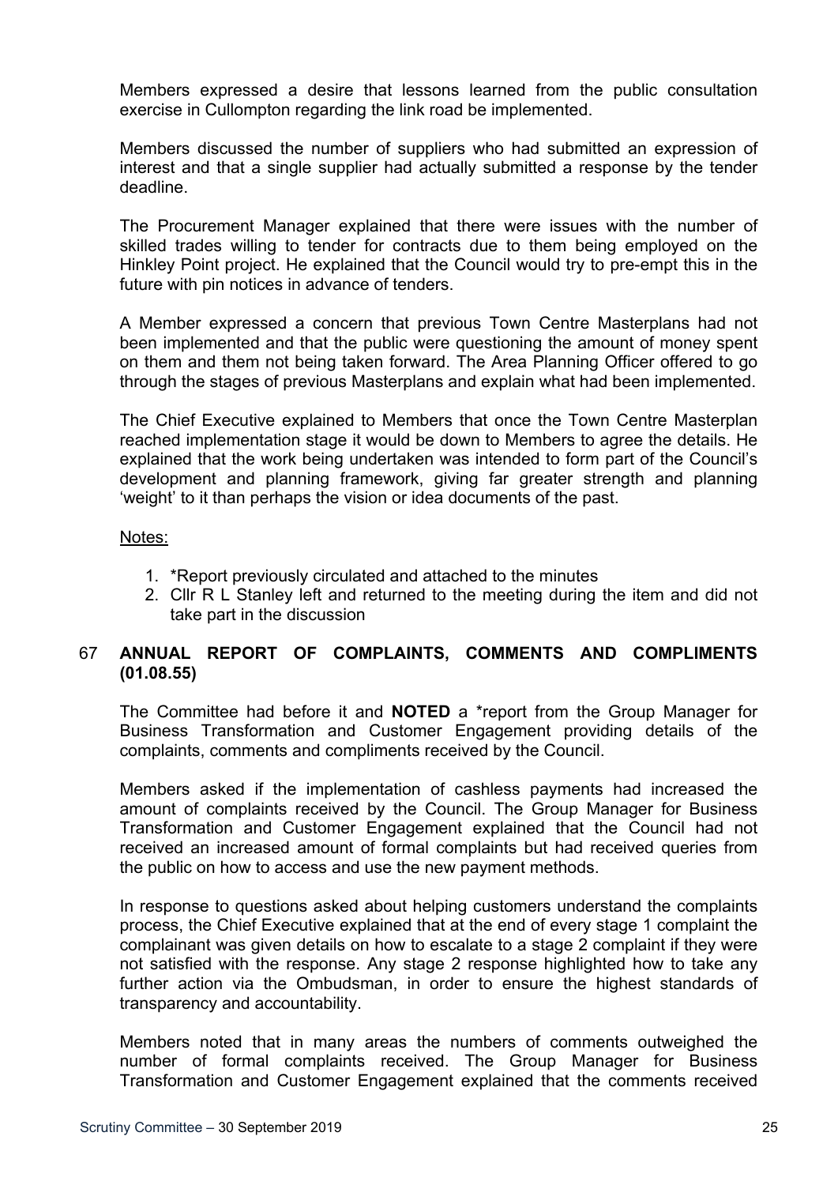Members expressed a desire that lessons learned from the public consultation exercise in Cullompton regarding the link road be implemented.

Members discussed the number of suppliers who had submitted an expression of interest and that a single supplier had actually submitted a response by the tender deadline.

The Procurement Manager explained that there were issues with the number of skilled trades willing to tender for contracts due to them being employed on the Hinkley Point project. He explained that the Council would try to pre-empt this in the future with pin notices in advance of tenders.

A Member expressed a concern that previous Town Centre Masterplans had not been implemented and that the public were questioning the amount of money spent on them and them not being taken forward. The Area Planning Officer offered to go through the stages of previous Masterplans and explain what had been implemented.

The Chief Executive explained to Members that once the Town Centre Masterplan reached implementation stage it would be down to Members to agree the details. He explained that the work being undertaken was intended to form part of the Council's development and planning framework, giving far greater strength and planning 'weight' to it than perhaps the vision or idea documents of the past.

Notes:

1. *Report previously circulated and attached to the minutes
2. Cllr R L Stanley left and returned to the meeting during the item and did not take part in the discussion

## 67 ANNUAL REPORT OF COMPLAINTS, COMMENTS AND COMPLIMENTS (01.08.55)

The Committee had before it and **NOTED** a *report from the Group Manager for Business Transformation and Customer Engagement providing details of the complaints, comments and compliments received by the Council.

Members asked if the implementation of cashless payments had increased the amount of complaints received by the Council. The Group Manager for Business Transformation and Customer Engagement explained that the Council had not received an increased amount of formal complaints but had received queries from the public on how to access and use the new payment methods.

In response to questions asked about helping customers understand the complaints process, the Chief Executive explained that at the end of every stage 1 complaint the complainant was given details on how to escalate to a stage 2 complaint if they were not satisfied with the response. Any stage 2 response highlighted how to take any further action via the Ombudsman, in order to ensure the highest standards of transparency and accountability.

Members noted that in many areas the numbers of comments outweighed the number of formal complaints received. The Group Manager for Business Transformation and Customer Engagement explained that the comments received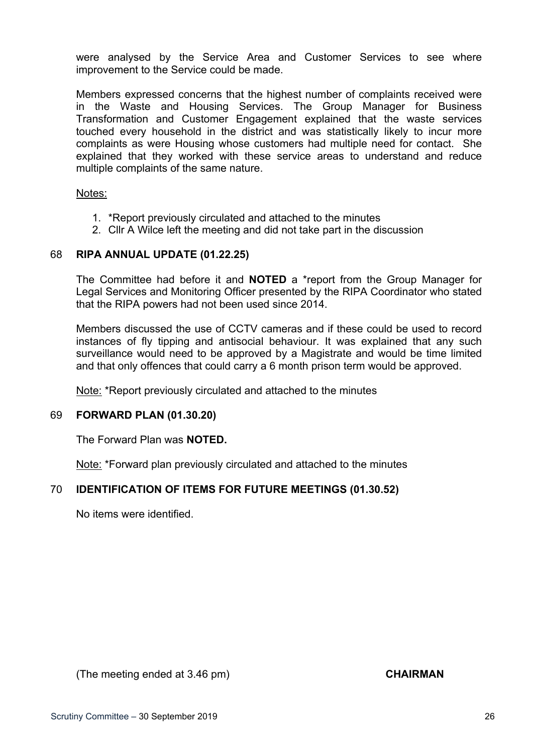were analysed by the Service Area and Customer Services to see where improvement to the Service could be made.

Members expressed concerns that the highest number of complaints received were in the Waste and Housing Services. The Group Manager for Business Transformation and Customer Engagement explained that the waste services touched every household in the district and was statistically likely to incur more complaints as were Housing whose customers had multiple need for contact. She explained that they worked with these service areas to understand and reduce multiple complaints of the same nature.

Notes:

1. *Report previously circulated and attached to the minutes
2. Cllr A Wilce left the meeting and did not take part in the discussion

## 68 RIPA ANNUAL UPDATE (01.22.25)

The Committee had before it and **NOTED** a *report from the Group Manager for Legal Services and Monitoring Officer presented by the RIPA Coordinator who stated that the RIPA powers had not been used since 2014.

Members discussed the use of CCTV cameras and if these could be used to record instances of fly tipping and antisocial behaviour. It was explained that any such surveillance would need to be approved by a Magistrate and would be time limited and that only offences that could carry a 6 month prison term would be approved.

Note: *Report previously circulated and attached to the minutes

## 69 FORWARD PLAN (01.30.20)

The Forward Plan was **NOTED.**

Note: *Forward plan previously circulated and attached to the minutes

## 70 IDENTIFICATION OF ITEMS FOR FUTURE MEETINGS (01.30.52)

No items were identified.

(The meeting ended at 3.46 pm) **CHAIRMAN**